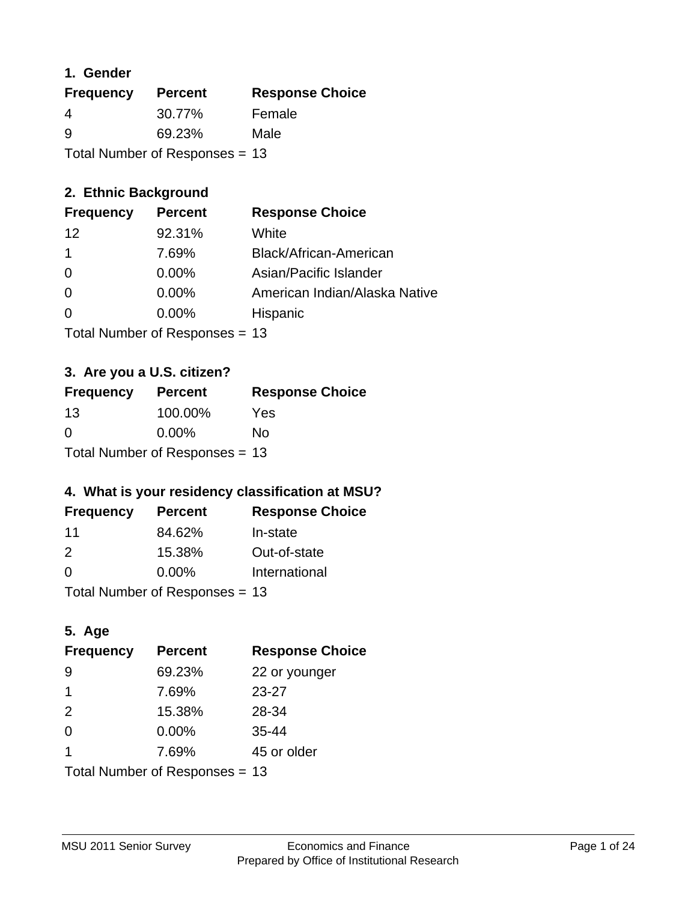## 1. Gender

| Frequency | Percent | Response Choice |
|---|---|---|
| 4 | 30.77% | Female |
| 9 | 69.23% | Male |

Total Number of Responses = 13

## 2. Ethnic Background

| Frequency | Percent | Response Choice |
|---|---|---|
| 12 | 92.31% | White |
| 1 | 7.69% | Black/African-American |
| 0 | 0.00% | Asian/Pacific Islander |
| 0 | 0.00% | American Indian/Alaska Native |
| 0 | 0.00% | Hispanic |

Total Number of Responses = 13

## 3. Are you a U.S. citizen?

| Frequency | Percent | Response Choice |
|---|---|---|
| 13 | 100.00% | Yes |
| 0 | 0.00% | No |

Total Number of Responses = 13

## 4. What is your residency classification at MSU?

| Frequency | Percent | Response Choice |
|---|---|---|
| 11 | 84.62% | In-state |
| 2 | 15.38% | Out-of-state |
| 0 | 0.00% | International |

Total Number of Responses = 13

## 5. Age

| Frequency | Percent | Response Choice |
|---|---|---|
| 9 | 69.23% | 22 or younger |
| 1 | 7.69% | 23-27 |
| 2 | 15.38% | 28-34 |
| 0 | 0.00% | 35-44 |
| 1 | 7.69% | 45 or older |

Total Number of Responses = 13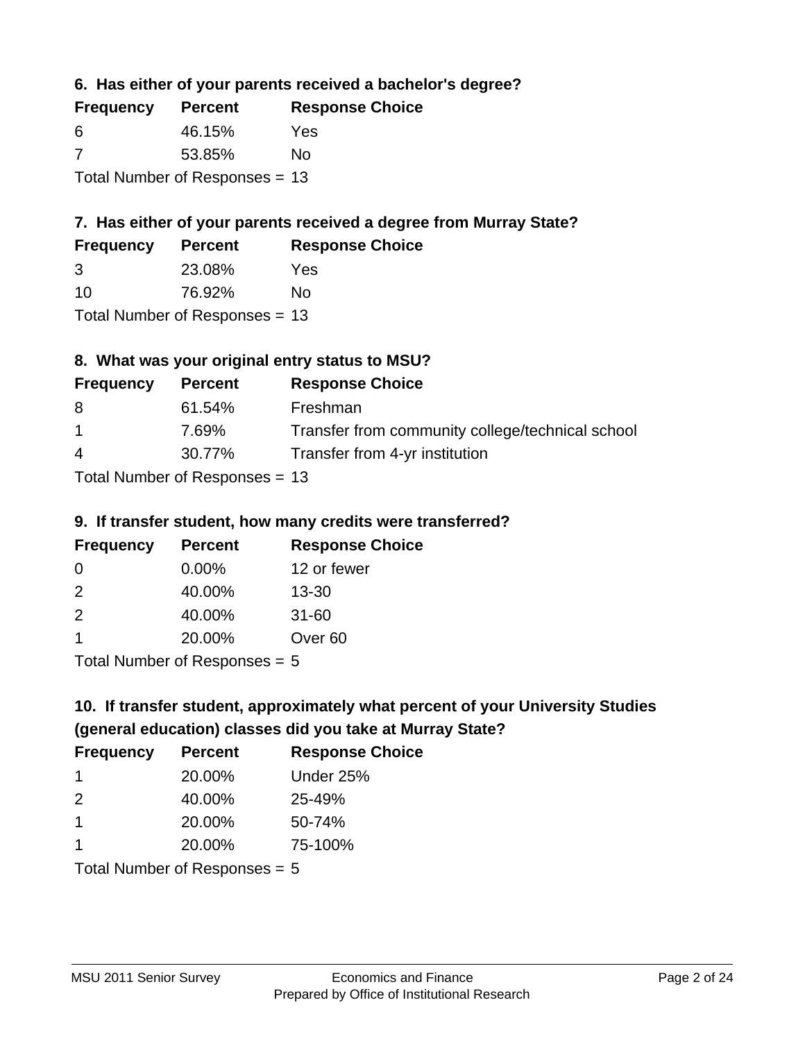### 6. Has either of your parents received a bachelor's degree?

| Frequency | Percent | Response Choice |
|---|---|---|
| 6 | 46.15% | Yes |
| 7 | 53.85% | No |

Total Number of Responses = 13

### 7. Has either of your parents received a degree from Murray State?

| Frequency | Percent | Response Choice |
|---|---|---|
| 3 | 23.08% | Yes |
| 10 | 76.92% | No |

Total Number of Responses = 13

### 8. What was your original entry status to MSU?

| Frequency | Percent | Response Choice |
|---|---|---|
| 8 | 61.54% | Freshman |
| 1 | 7.69% | Transfer from community college/technical school |
| 4 | 30.77% | Transfer from 4-yr institution |

Total Number of Responses = 13

### 9. If transfer student, how many credits were transferred?

| Frequency | Percent | Response Choice |
|---|---|---|
| 0 | 0.00% | 12 or fewer |
| 2 | 40.00% | 13-30 |
| 2 | 40.00% | 31-60 |
| 1 | 20.00% | Over 60 |

Total Number of Responses = 5

### 10. If transfer student, approximately what percent of your University Studies (general education) classes did you take at Murray State?

| Frequency | Percent | Response Choice |
|---|---|---|
| 1 | 20.00% | Under 25% |
| 2 | 40.00% | 25-49% |
| 1 | 20.00% | 50-74% |
| 1 | 20.00% | 75-100% |

Total Number of Responses = 5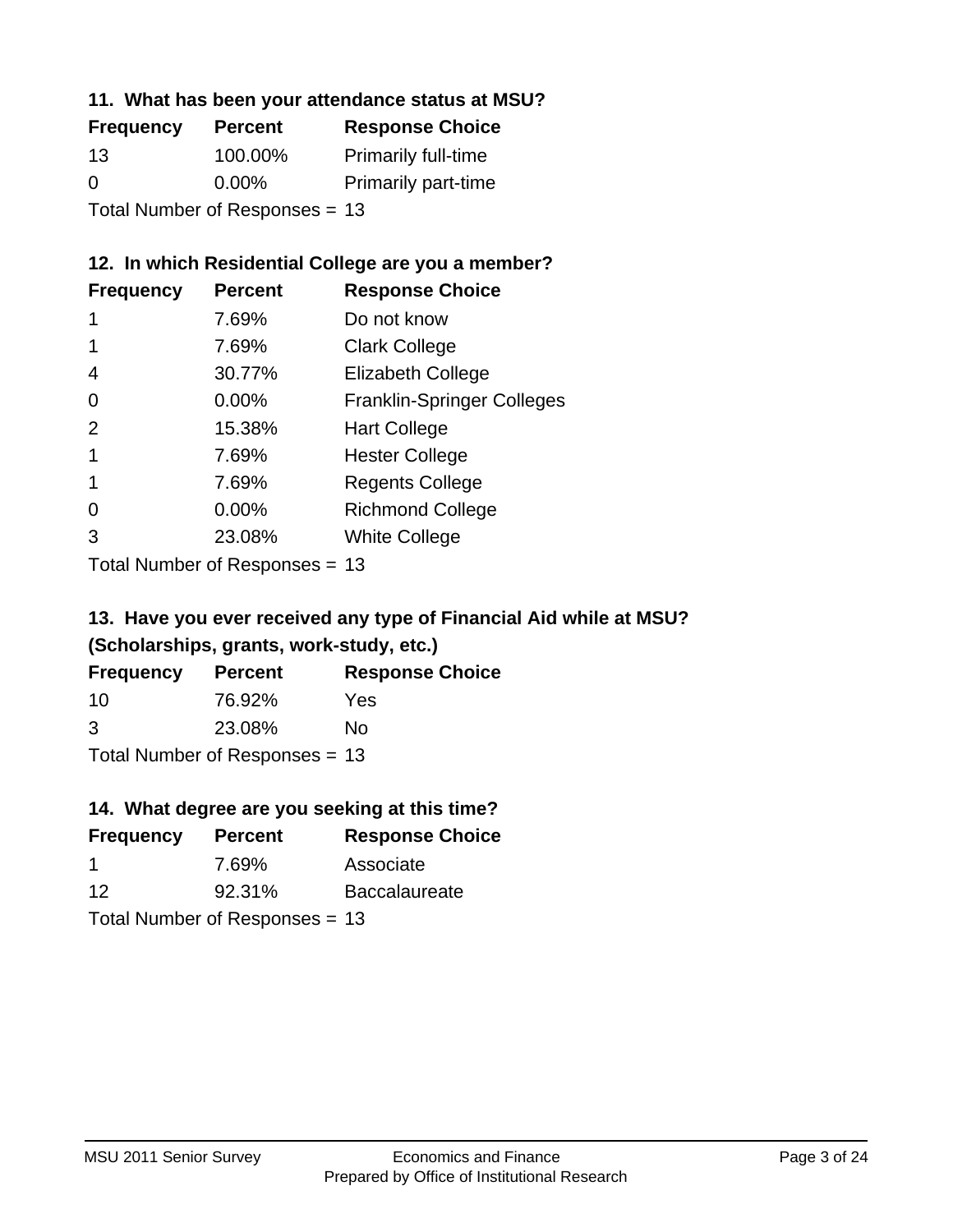### 11. What has been your attendance status at MSU?

| Frequency | Percent | Response Choice |
|---|---|---|
| 13 | 100.00% | Primarily full-time |
| 0 | 0.00% | Primarily part-time |

Total Number of Responses = 13

### 12. In which Residential College are you a member?

| Frequency | Percent | Response Choice |
|---|---|---|
| 1 | 7.69% | Do not know |
| 1 | 7.69% | Clark College |
| 4 | 30.77% | Elizabeth College |
| 0 | 0.00% | Franklin-Springer Colleges |
| 2 | 15.38% | Hart College |
| 1 | 7.69% | Hester College |
| 1 | 7.69% | Regents College |
| 0 | 0.00% | Richmond College |
| 3 | 23.08% | White College |

Total Number of Responses = 13

### 13. Have you ever received any type of Financial Aid while at MSU? (Scholarships, grants, work-study, etc.)

| Frequency | Percent | Response Choice |
|---|---|---|
| 10 | 76.92% | Yes |
| 3 | 23.08% | No |

Total Number of Responses = 13

### 14. What degree are you seeking at this time?

| Frequency | Percent | Response Choice |
|---|---|---|
| 1 | 7.69% | Associate |
| 12 | 92.31% | Baccalaureate |

Total Number of Responses = 13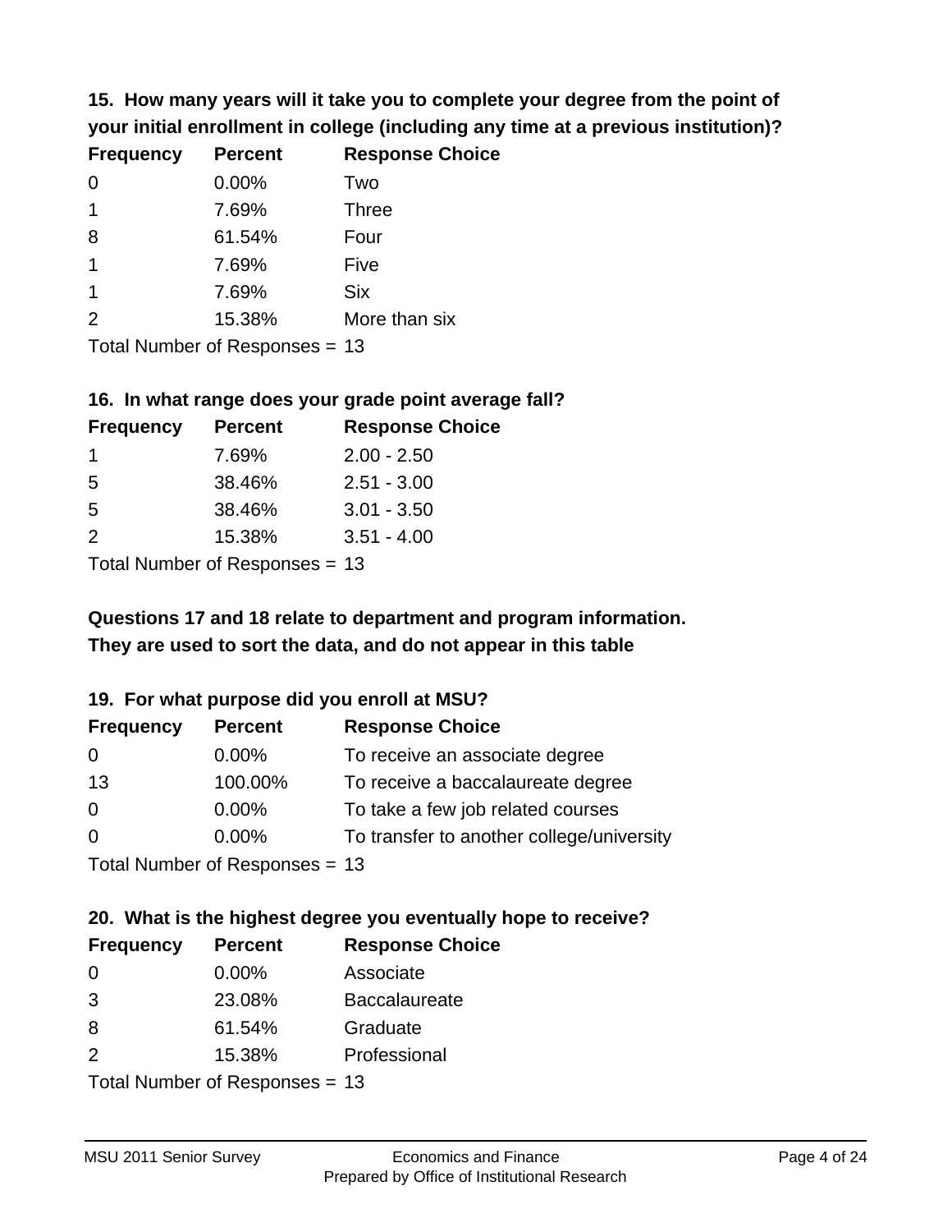**15. How many years will it take you to complete your degree from the point of your initial enrollment in college (including any time at a previous institution)?**

| Frequency | Percent | Response Choice |
|---|---|---|
| 0 | 0.00% | Two |
| 1 | 7.69% | Three |
| 8 | 61.54% | Four |
| 1 | 7.69% | Five |
| 1 | 7.69% | Six |
| 2 | 15.38% | More than six |

Total Number of Responses = 13

**16. In what range does your grade point average fall?**

| Frequency | Percent | Response Choice |
|---|---|---|
| 1 | 7.69% | 2.00 - 2.50 |
| 5 | 38.46% | 2.51 - 3.00 |
| 5 | 38.46% | 3.01 - 3.50 |
| 2 | 15.38% | 3.51 - 4.00 |

Total Number of Responses = 13

**Questions 17 and 18 relate to department and program information. They are used to sort the data, and do not appear in this table**

**19. For what purpose did you enroll at MSU?**

| Frequency | Percent | Response Choice |
|---|---|---|
| 0 | 0.00% | To receive an associate degree |
| 13 | 100.00% | To receive a baccalaureate degree |
| 0 | 0.00% | To take a few job related courses |
| 0 | 0.00% | To transfer to another college/university |

Total Number of Responses = 13

**20. What is the highest degree you eventually hope to receive?**

| Frequency | Percent | Response Choice |
|---|---|---|
| 0 | 0.00% | Associate |
| 3 | 23.08% | Baccalaureate |
| 8 | 61.54% | Graduate |
| 2 | 15.38% | Professional |

Total Number of Responses = 13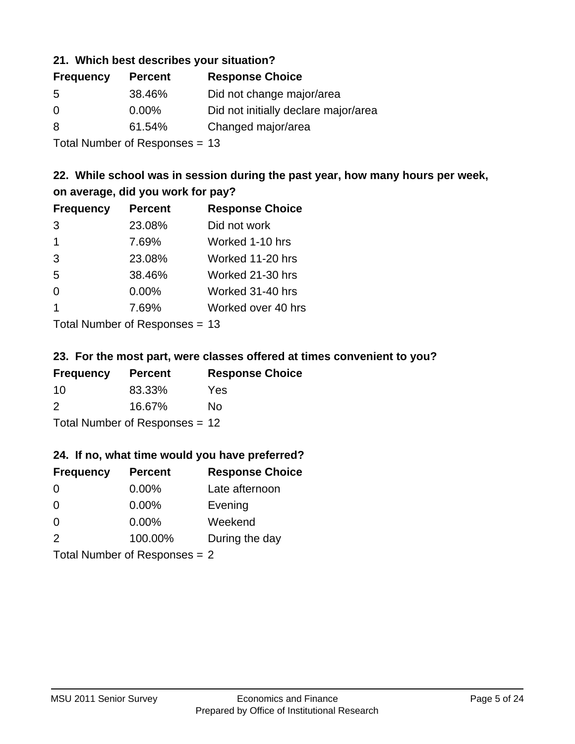### 21. Which best describes your situation?

| Frequency | Percent | Response Choice |
|---|---|---|
| 5 | 38.46% | Did not change major/area |
| 0 | 0.00% | Did not initially declare major/area |
| 8 | 61.54% | Changed major/area |

Total Number of Responses = 13

### 22. While school was in session during the past year, how many hours per week, on average, did you work for pay?

| Frequency | Percent | Response Choice |
|---|---|---|
| 3 | 23.08% | Did not work |
| 1 | 7.69% | Worked 1-10 hrs |
| 3 | 23.08% | Worked 11-20 hrs |
| 5 | 38.46% | Worked 21-30 hrs |
| 0 | 0.00% | Worked 31-40 hrs |
| 1 | 7.69% | Worked over 40 hrs |

Total Number of Responses = 13

### 23. For the most part, were classes offered at times convenient to you?

| Frequency | Percent | Response Choice |
|---|---|---|
| 10 | 83.33% | Yes |
| 2 | 16.67% | No |

Total Number of Responses = 12

### 24. If no, what time would you have preferred?

| Frequency | Percent | Response Choice |
|---|---|---|
| 0 | 0.00% | Late afternoon |
| 0 | 0.00% | Evening |
| 0 | 0.00% | Weekend |
| 2 | 100.00% | During the day |

Total Number of Responses = 2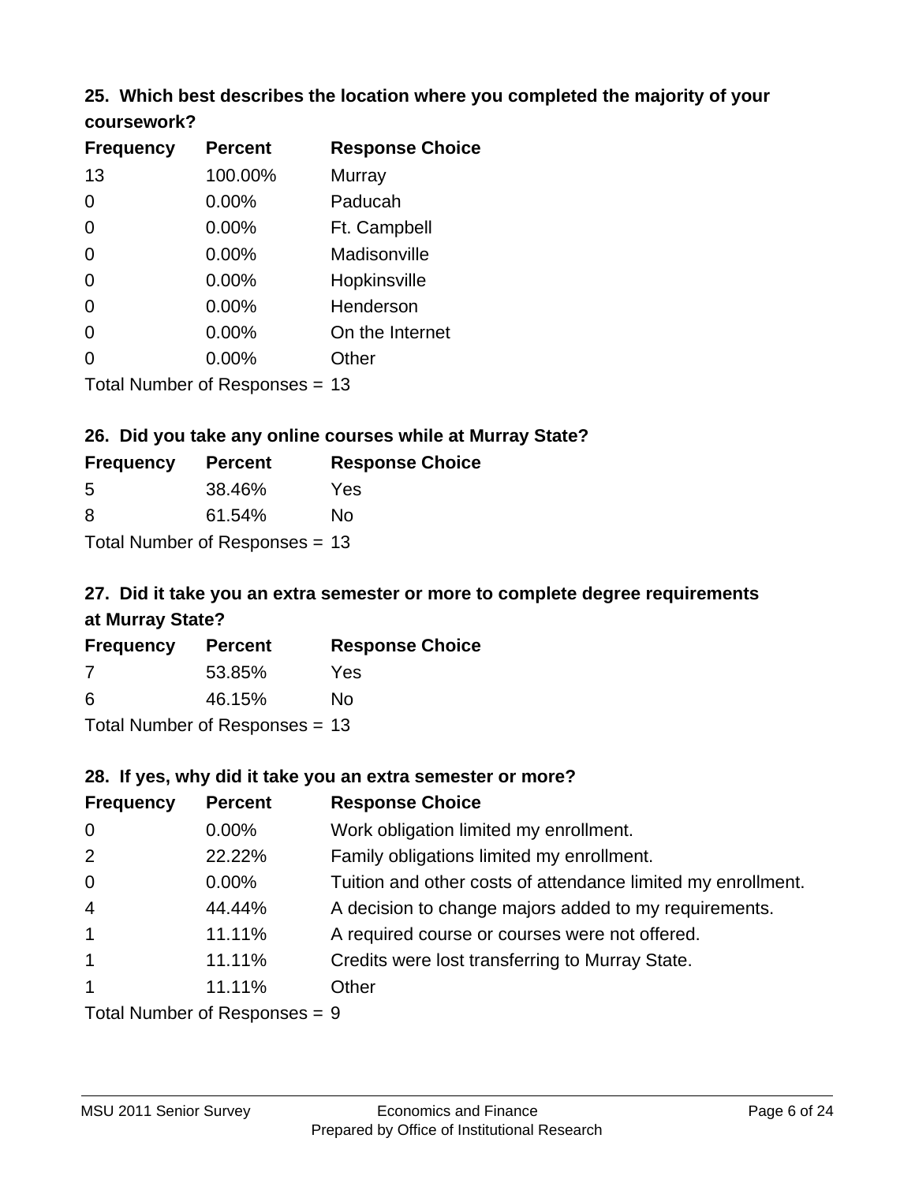### 25. Which best describes the location where you completed the majority of your coursework?

| Frequency | Percent | Response Choice |
|---|---|---|
| 13 | 100.00% | Murray |
| 0 | 0.00% | Paducah |
| 0 | 0.00% | Ft. Campbell |
| 0 | 0.00% | Madisonville |
| 0 | 0.00% | Hopkinsville |
| 0 | 0.00% | Henderson |
| 0 | 0.00% | On the Internet |
| 0 | 0.00% | Other |

Total Number of Responses = 13

### 26. Did you take any online courses while at Murray State?

| Frequency | Percent | Response Choice |
|---|---|---|
| 5 | 38.46% | Yes |
| 8 | 61.54% | No |

Total Number of Responses = 13

### 27. Did it take you an extra semester or more to complete degree requirements at Murray State?

| Frequency | Percent | Response Choice |
|---|---|---|
| 7 | 53.85% | Yes |
| 6 | 46.15% | No |

Total Number of Responses = 13

### 28. If yes, why did it take you an extra semester or more?

| Frequency | Percent | Response Choice |
|---|---|---|
| 0 | 0.00% | Work obligation limited my enrollment. |
| 2 | 22.22% | Family obligations limited my enrollment. |
| 0 | 0.00% | Tuition and other costs of attendance limited my enrollment. |
| 4 | 44.44% | A decision to change majors added to my requirements. |
| 1 | 11.11% | A required course or courses were not offered. |
| 1 | 11.11% | Credits were lost transferring to Murray State. |
| 1 | 11.11% | Other |

Total Number of Responses = 9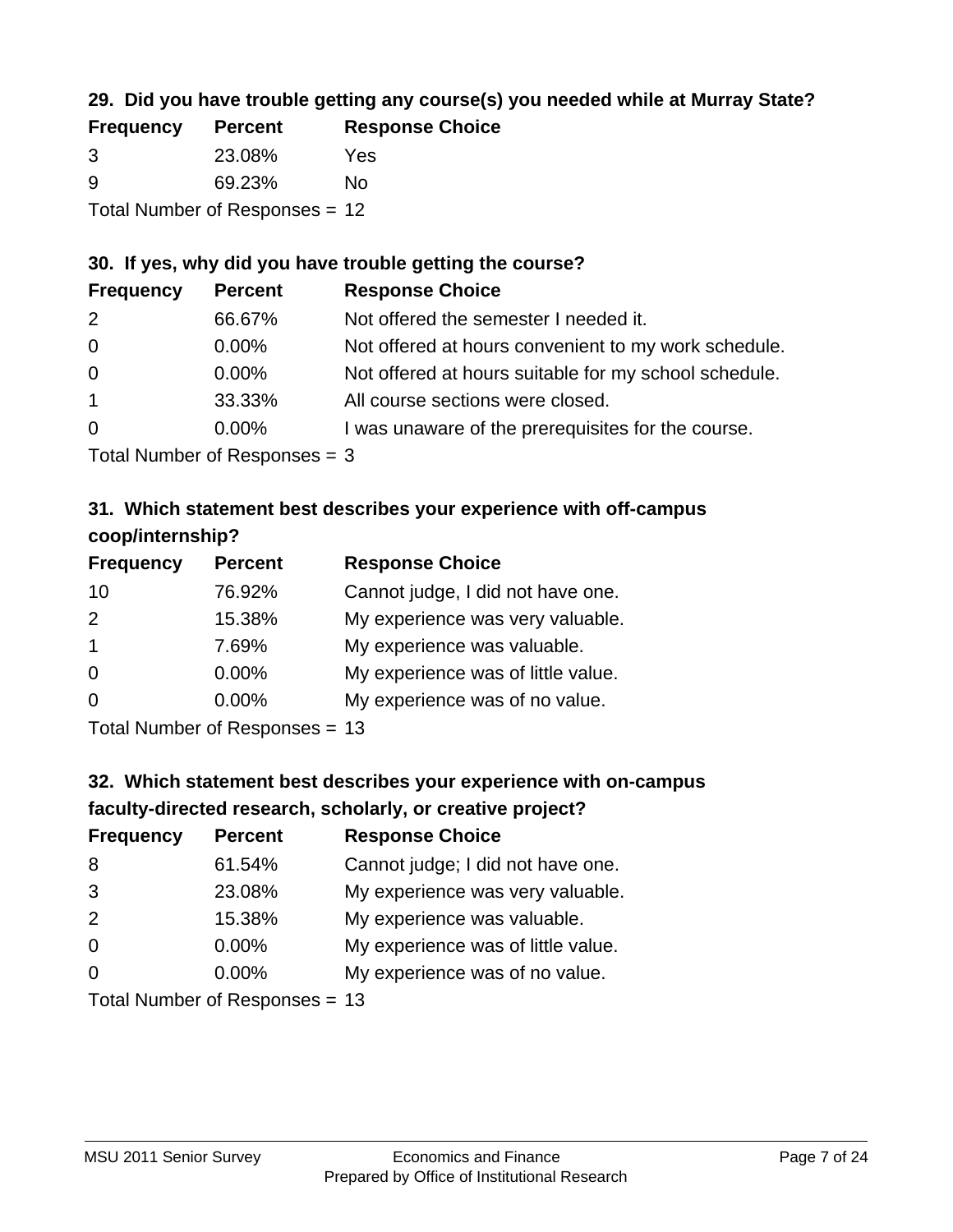### 29. Did you have trouble getting any course(s) you needed while at Murray State?

| Frequency | Percent | Response Choice |
|---|---|---|
| 3 | 23.08% | Yes |
| 9 | 69.23% | No |

Total Number of Responses = 12

### 30. If yes, why did you have trouble getting the course?

| Frequency | Percent | Response Choice |
|---|---|---|
| 2 | 66.67% | Not offered the semester I needed it. |
| 0 | 0.00% | Not offered at hours convenient to my work schedule. |
| 0 | 0.00% | Not offered at hours suitable for my school schedule. |
| 1 | 33.33% | All course sections were closed. |
| 0 | 0.00% | I was unaware of the prerequisites for the course. |

Total Number of Responses = 3

### 31. Which statement best describes your experience with off-campus coop/internship?

| Frequency | Percent | Response Choice |
|---|---|---|
| 10 | 76.92% | Cannot judge, I did not have one. |
| 2 | 15.38% | My experience was very valuable. |
| 1 | 7.69% | My experience was valuable. |
| 0 | 0.00% | My experience was of little value. |
| 0 | 0.00% | My experience was of no value. |

Total Number of Responses = 13

### 32. Which statement best describes your experience with on-campus faculty-directed research, scholarly, or creative project?

| Frequency | Percent | Response Choice |
|---|---|---|
| 8 | 61.54% | Cannot judge; I did not have one. |
| 3 | 23.08% | My experience was very valuable. |
| 2 | 15.38% | My experience was valuable. |
| 0 | 0.00% | My experience was of little value. |
| 0 | 0.00% | My experience was of no value. |

Total Number of Responses = 13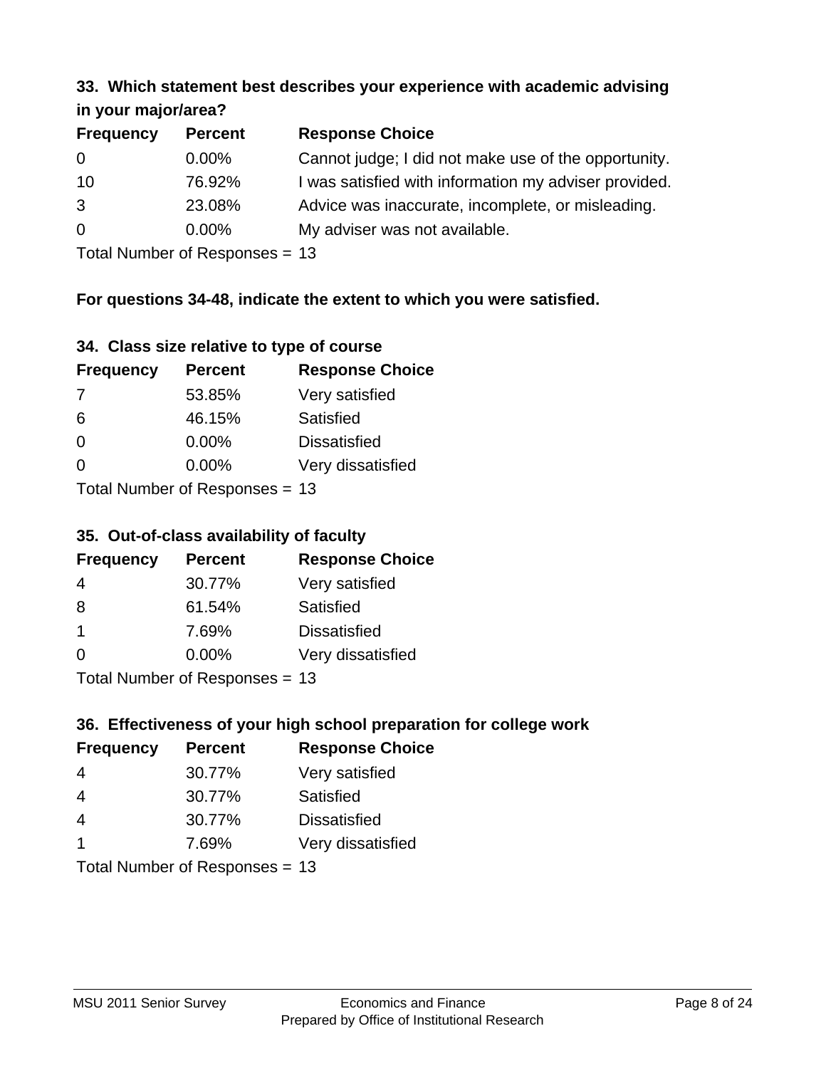### 33. Which statement best describes your experience with academic advising in your major/area?

| Frequency | Percent | Response Choice |
|---|---|---|
| 0 | 0.00% | Cannot judge; I did not make use of the opportunity. |
| 10 | 76.92% | I was satisfied with information my adviser provided. |
| 3 | 23.08% | Advice was inaccurate, incomplete, or misleading. |
| 0 | 0.00% | My adviser was not available. |

Total Number of Responses = 13

**For questions 34-48, indicate the extent to which you were satisfied.**

### 34. Class size relative to type of course

| Frequency | Percent | Response Choice |
|---|---|---|
| 7 | 53.85% | Very satisfied |
| 6 | 46.15% | Satisfied |
| 0 | 0.00% | Dissatisfied |
| 0 | 0.00% | Very dissatisfied |

Total Number of Responses = 13

### 35. Out-of-class availability of faculty

| Frequency | Percent | Response Choice |
|---|---|---|
| 4 | 30.77% | Very satisfied |
| 8 | 61.54% | Satisfied |
| 1 | 7.69% | Dissatisfied |
| 0 | 0.00% | Very dissatisfied |

Total Number of Responses = 13

### 36. Effectiveness of your high school preparation for college work

| Frequency | Percent | Response Choice |
|---|---|---|
| 4 | 30.77% | Very satisfied |
| 4 | 30.77% | Satisfied |
| 4 | 30.77% | Dissatisfied |
| 1 | 7.69% | Very dissatisfied |

Total Number of Responses = 13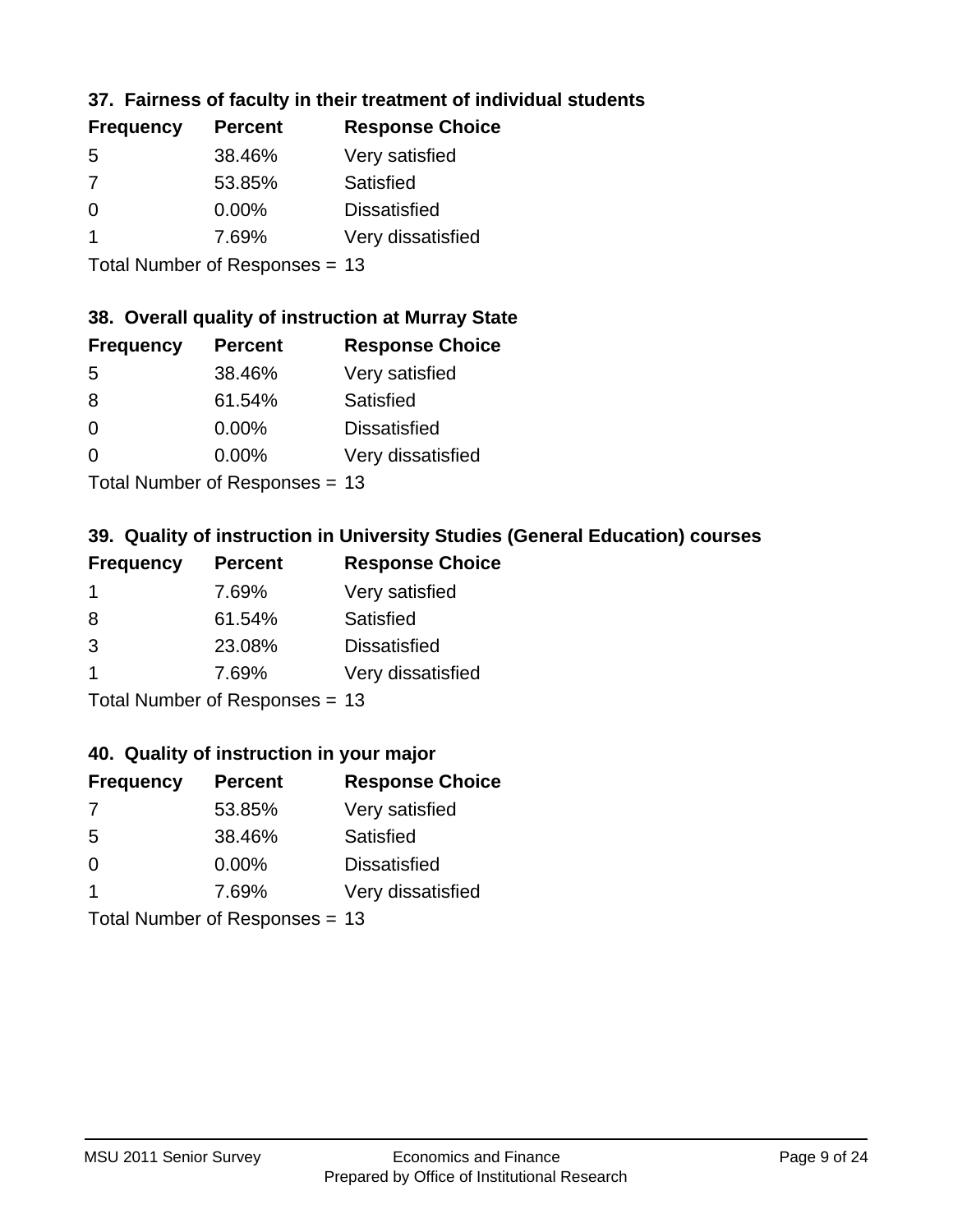### 37. Fairness of faculty in their treatment of individual students

| Frequency | Percent | Response Choice |
| --- | --- | --- |
| 5 | 38.46% | Very satisfied |
| 7 | 53.85% | Satisfied |
| 0 | 0.00% | Dissatisfied |
| 1 | 7.69% | Very dissatisfied |

Total Number of Responses = 13

### 38. Overall quality of instruction at Murray State

| Frequency | Percent | Response Choice |
| --- | --- | --- |
| 5 | 38.46% | Very satisfied |
| 8 | 61.54% | Satisfied |
| 0 | 0.00% | Dissatisfied |
| 0 | 0.00% | Very dissatisfied |

Total Number of Responses = 13

### 39. Quality of instruction in University Studies (General Education) courses

| Frequency | Percent | Response Choice |
| --- | --- | --- |
| 1 | 7.69% | Very satisfied |
| 8 | 61.54% | Satisfied |
| 3 | 23.08% | Dissatisfied |
| 1 | 7.69% | Very dissatisfied |

Total Number of Responses = 13

### 40. Quality of instruction in your major

| Frequency | Percent | Response Choice |
| --- | --- | --- |
| 7 | 53.85% | Very satisfied |
| 5 | 38.46% | Satisfied |
| 0 | 0.00% | Dissatisfied |
| 1 | 7.69% | Very dissatisfied |

Total Number of Responses = 13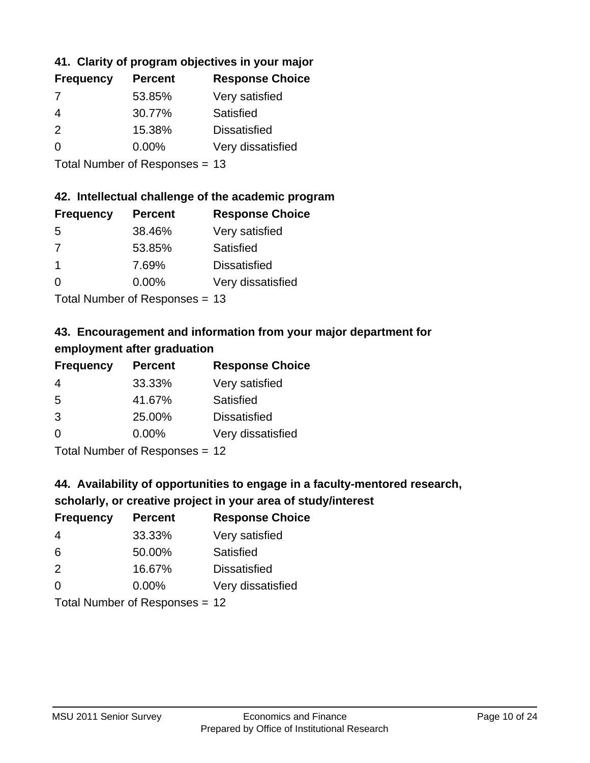### 41. Clarity of program objectives in your major

| Frequency | Percent | Response Choice |
|---|---|---|
| 7 | 53.85% | Very satisfied |
| 4 | 30.77% | Satisfied |
| 2 | 15.38% | Dissatisfied |
| 0 | 0.00% | Very dissatisfied |

Total Number of Responses = 13

### 42. Intellectual challenge of the academic program

| Frequency | Percent | Response Choice |
|---|---|---|
| 5 | 38.46% | Very satisfied |
| 7 | 53.85% | Satisfied |
| 1 | 7.69% | Dissatisfied |
| 0 | 0.00% | Very dissatisfied |

Total Number of Responses = 13

### 43. Encouragement and information from your major department for employment after graduation

| Frequency | Percent | Response Choice |
|---|---|---|
| 4 | 33.33% | Very satisfied |
| 5 | 41.67% | Satisfied |
| 3 | 25.00% | Dissatisfied |
| 0 | 0.00% | Very dissatisfied |

Total Number of Responses = 12

### 44. Availability of opportunities to engage in a faculty-mentored research, scholarly, or creative project in your area of study/interest

| Frequency | Percent | Response Choice |
|---|---|---|
| 4 | 33.33% | Very satisfied |
| 6 | 50.00% | Satisfied |
| 2 | 16.67% | Dissatisfied |
| 0 | 0.00% | Very dissatisfied |

Total Number of Responses = 12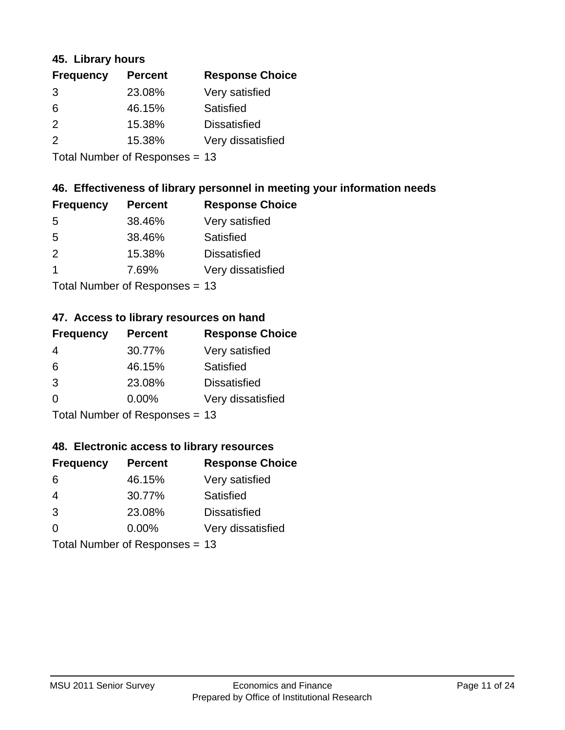### 45. Library hours

| Frequency | Percent | Response Choice |
|---|---|---|
| 3 | 23.08% | Very satisfied |
| 6 | 46.15% | Satisfied |
| 2 | 15.38% | Dissatisfied |
| 2 | 15.38% | Very dissatisfied |

Total Number of Responses = 13

### 46. Effectiveness of library personnel in meeting your information needs

| Frequency | Percent | Response Choice |
|---|---|---|
| 5 | 38.46% | Very satisfied |
| 5 | 38.46% | Satisfied |
| 2 | 15.38% | Dissatisfied |
| 1 | 7.69% | Very dissatisfied |

Total Number of Responses = 13

### 47. Access to library resources on hand

| Frequency | Percent | Response Choice |
|---|---|---|
| 4 | 30.77% | Very satisfied |
| 6 | 46.15% | Satisfied |
| 3 | 23.08% | Dissatisfied |
| 0 | 0.00% | Very dissatisfied |

Total Number of Responses = 13

### 48. Electronic access to library resources

| Frequency | Percent | Response Choice |
|---|---|---|
| 6 | 46.15% | Very satisfied |
| 4 | 30.77% | Satisfied |
| 3 | 23.08% | Dissatisfied |
| 0 | 0.00% | Very dissatisfied |

Total Number of Responses = 13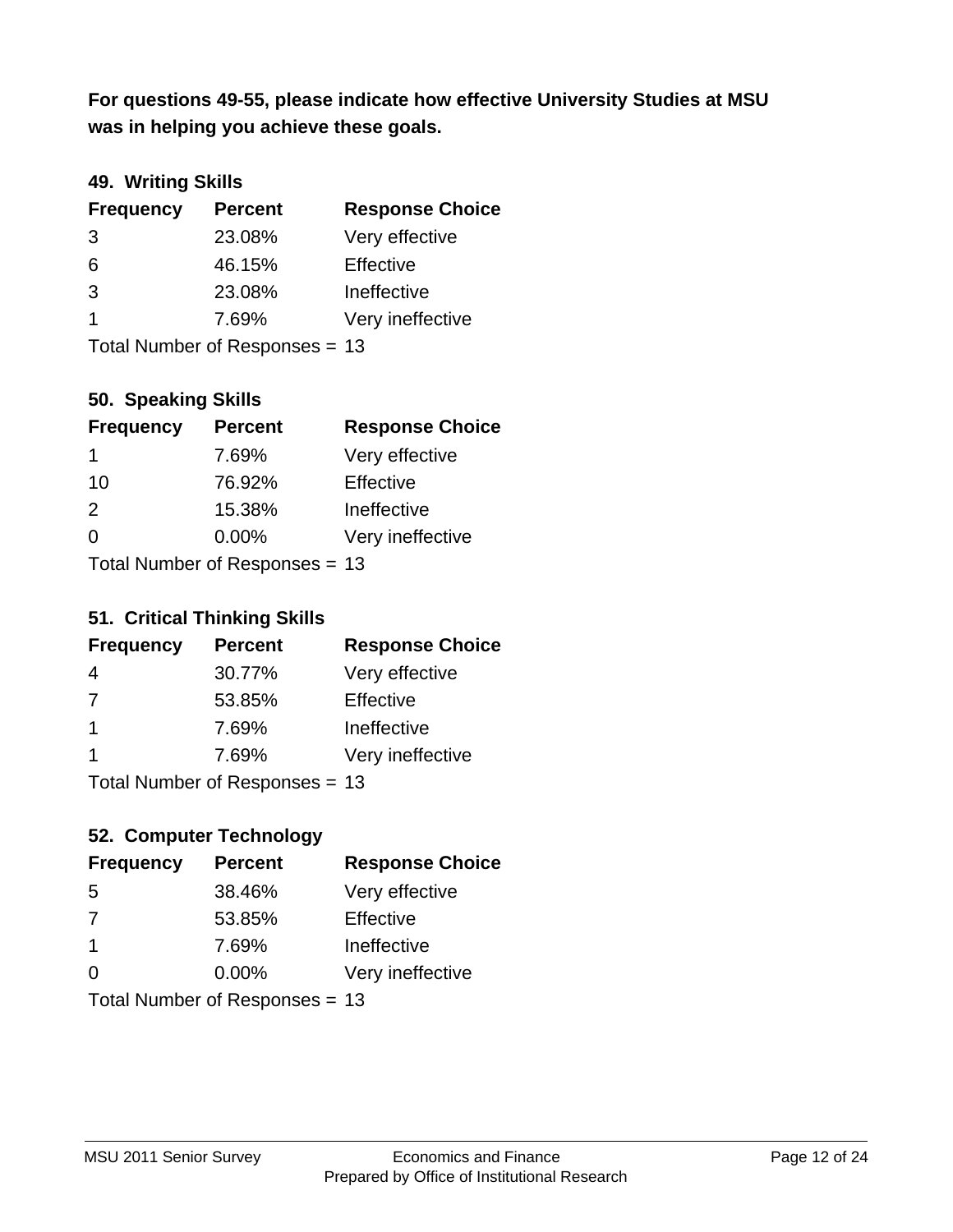**For questions 49-55, please indicate how effective University Studies at MSU was in helping you achieve these goals.**

### 49. Writing Skills

| Frequency | Percent | Response Choice |
|---|---|---|
| 3 | 23.08% | Very effective |
| 6 | 46.15% | Effective |
| 3 | 23.08% | Ineffective |
| 1 | 7.69% | Very ineffective |

Total Number of Responses = 13

### 50. Speaking Skills

| Frequency | Percent | Response Choice |
|---|---|---|
| 1 | 7.69% | Very effective |
| 10 | 76.92% | Effective |
| 2 | 15.38% | Ineffective |
| 0 | 0.00% | Very ineffective |

Total Number of Responses = 13

### 51. Critical Thinking Skills

| Frequency | Percent | Response Choice |
|---|---|---|
| 4 | 30.77% | Very effective |
| 7 | 53.85% | Effective |
| 1 | 7.69% | Ineffective |
| 1 | 7.69% | Very ineffective |

Total Number of Responses = 13

### 52. Computer Technology

| Frequency | Percent | Response Choice |
|---|---|---|
| 5 | 38.46% | Very effective |
| 7 | 53.85% | Effective |
| 1 | 7.69% | Ineffective |
| 0 | 0.00% | Very ineffective |

Total Number of Responses = 13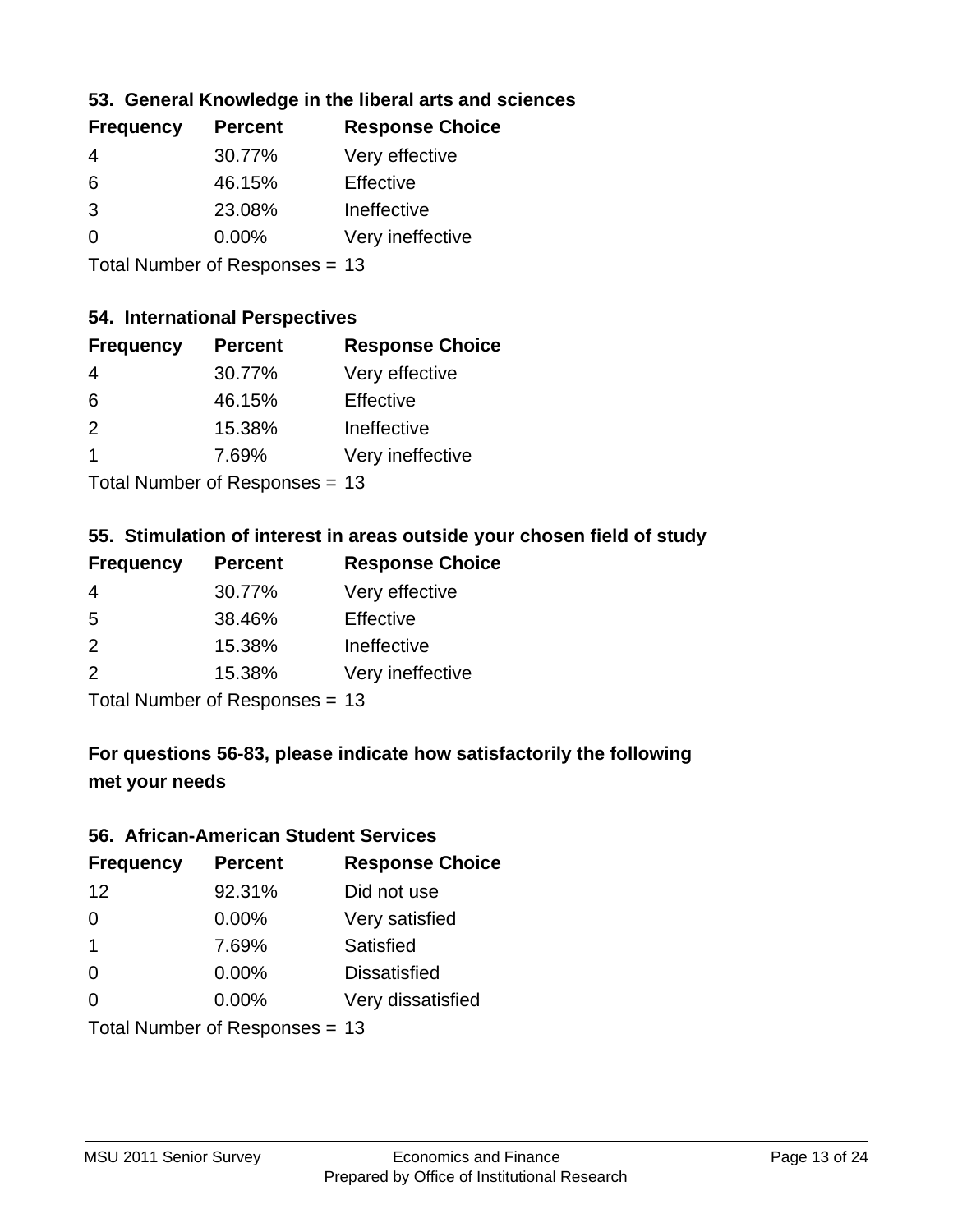### 53. General Knowledge in the liberal arts and sciences

| Frequency | Percent | Response Choice |
|---|---|---|
| 4 | 30.77% | Very effective |
| 6 | 46.15% | Effective |
| 3 | 23.08% | Ineffective |
| 0 | 0.00% | Very ineffective |

Total Number of Responses = 13

### 54. International Perspectives

| Frequency | Percent | Response Choice |
|---|---|---|
| 4 | 30.77% | Very effective |
| 6 | 46.15% | Effective |
| 2 | 15.38% | Ineffective |
| 1 | 7.69% | Very ineffective |

Total Number of Responses = 13

### 55. Stimulation of interest in areas outside your chosen field of study

| Frequency | Percent | Response Choice |
|---|---|---|
| 4 | 30.77% | Very effective |
| 5 | 38.46% | Effective |
| 2 | 15.38% | Ineffective |
| 2 | 15.38% | Very ineffective |

Total Number of Responses = 13

## For questions 56-83, please indicate how satisfactorily the following met your needs

### 56. African-American Student Services

| Frequency | Percent | Response Choice |
|---|---|---|
| 12 | 92.31% | Did not use |
| 0 | 0.00% | Very satisfied |
| 1 | 7.69% | Satisfied |
| 0 | 0.00% | Dissatisfied |
| 0 | 0.00% | Very dissatisfied |

Total Number of Responses = 13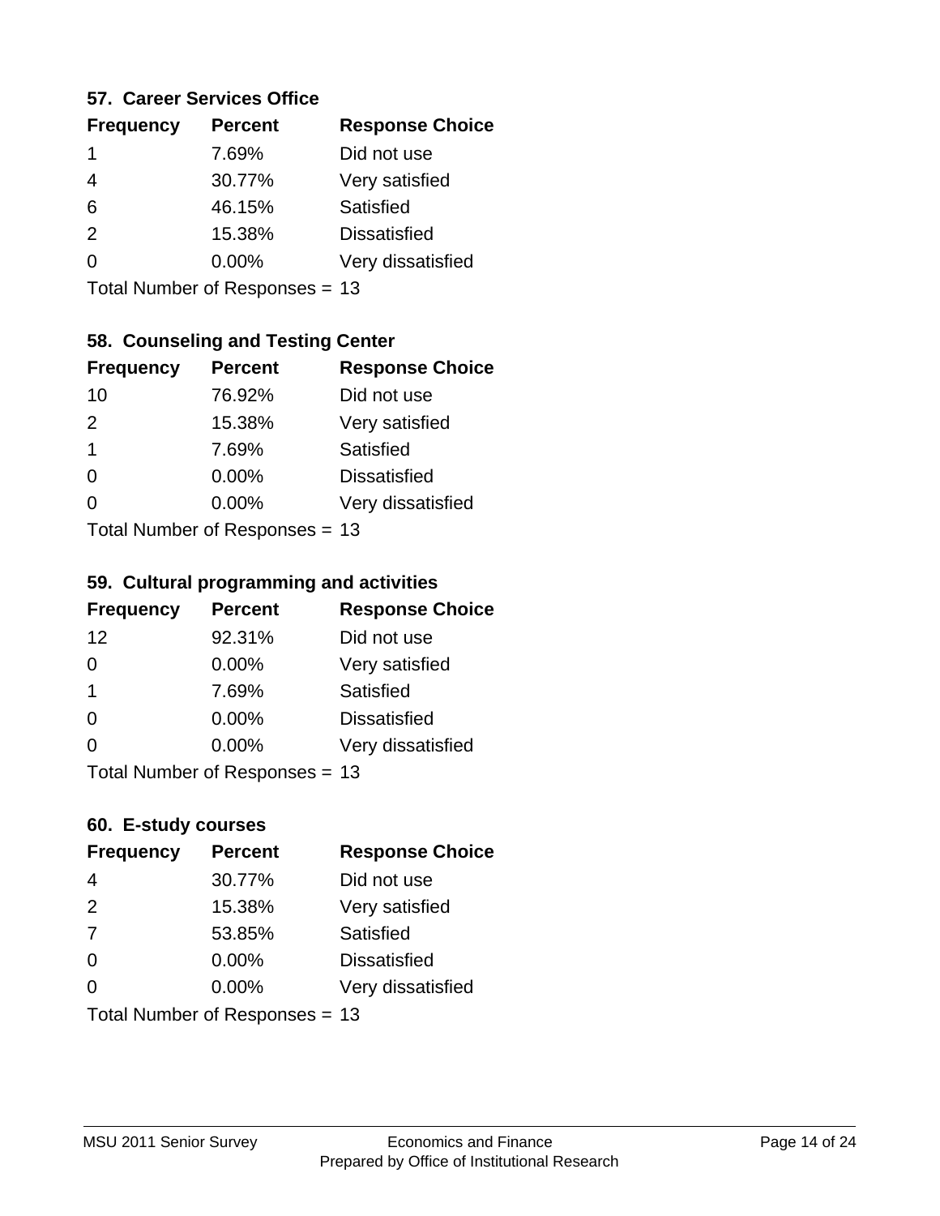### 57. Career Services Office

| Frequency | Percent | Response Choice |
|---|---|---|
| 1 | 7.69% | Did not use |
| 4 | 30.77% | Very satisfied |
| 6 | 46.15% | Satisfied |
| 2 | 15.38% | Dissatisfied |
| 0 | 0.00% | Very dissatisfied |

Total Number of Responses = 13

### 58. Counseling and Testing Center

| Frequency | Percent | Response Choice |
|---|---|---|
| 10 | 76.92% | Did not use |
| 2 | 15.38% | Very satisfied |
| 1 | 7.69% | Satisfied |
| 0 | 0.00% | Dissatisfied |
| 0 | 0.00% | Very dissatisfied |

Total Number of Responses = 13

### 59. Cultural programming and activities

| Frequency | Percent | Response Choice |
|---|---|---|
| 12 | 92.31% | Did not use |
| 0 | 0.00% | Very satisfied |
| 1 | 7.69% | Satisfied |
| 0 | 0.00% | Dissatisfied |
| 0 | 0.00% | Very dissatisfied |

Total Number of Responses = 13

### 60. E-study courses

| Frequency | Percent | Response Choice |
|---|---|---|
| 4 | 30.77% | Did not use |
| 2 | 15.38% | Very satisfied |
| 7 | 53.85% | Satisfied |
| 0 | 0.00% | Dissatisfied |
| 0 | 0.00% | Very dissatisfied |

Total Number of Responses = 13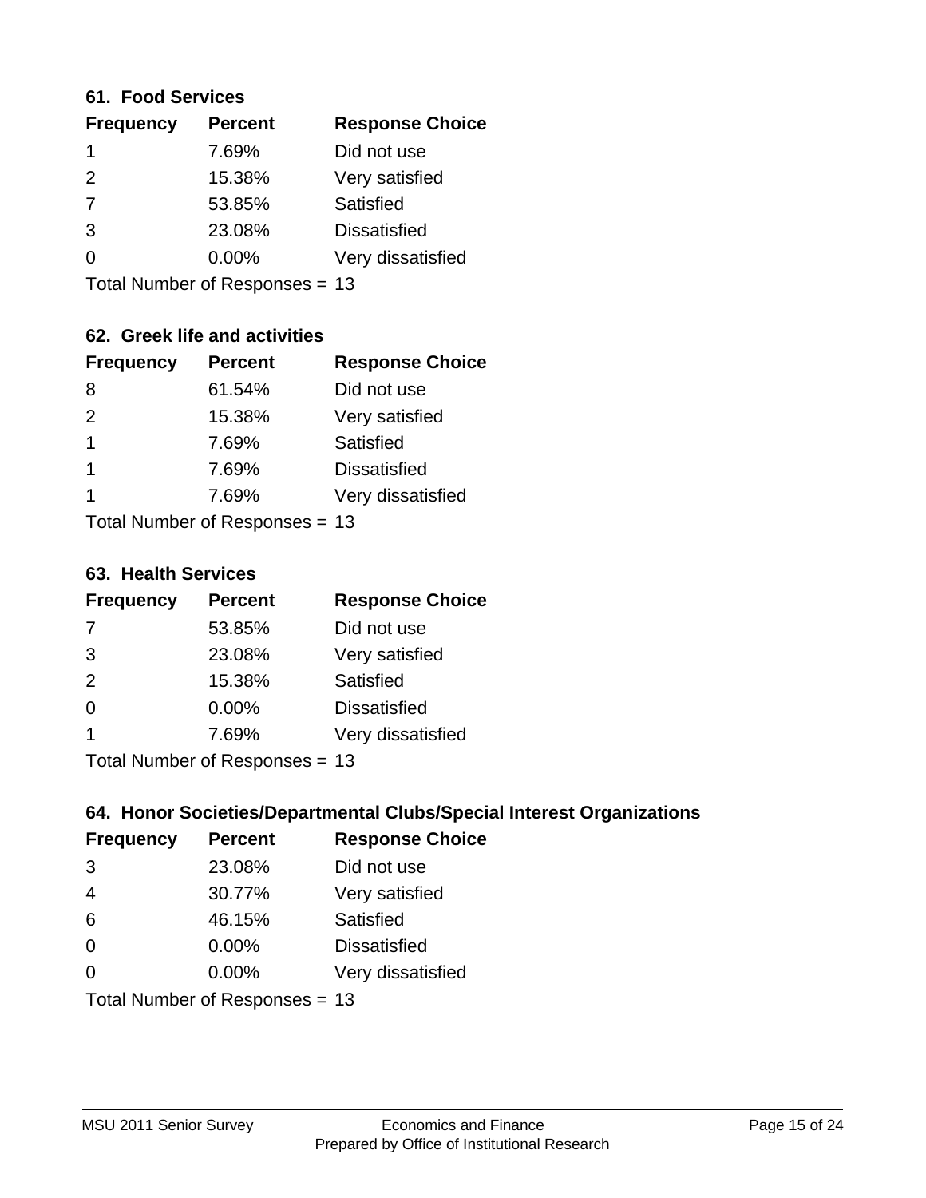### 61. Food Services

| Frequency | Percent | Response Choice |
|---|---|---|
| 1 | 7.69% | Did not use |
| 2 | 15.38% | Very satisfied |
| 7 | 53.85% | Satisfied |
| 3 | 23.08% | Dissatisfied |
| 0 | 0.00% | Very dissatisfied |

Total Number of Responses = 13

### 62. Greek life and activities

| Frequency | Percent | Response Choice |
|---|---|---|
| 8 | 61.54% | Did not use |
| 2 | 15.38% | Very satisfied |
| 1 | 7.69% | Satisfied |
| 1 | 7.69% | Dissatisfied |
| 1 | 7.69% | Very dissatisfied |

Total Number of Responses = 13

### 63. Health Services

| Frequency | Percent | Response Choice |
|---|---|---|
| 7 | 53.85% | Did not use |
| 3 | 23.08% | Very satisfied |
| 2 | 15.38% | Satisfied |
| 0 | 0.00% | Dissatisfied |
| 1 | 7.69% | Very dissatisfied |

Total Number of Responses = 13

### 64. Honor Societies/Departmental Clubs/Special Interest Organizations

| Frequency | Percent | Response Choice |
|---|---|---|
| 3 | 23.08% | Did not use |
| 4 | 30.77% | Very satisfied |
| 6 | 46.15% | Satisfied |
| 0 | 0.00% | Dissatisfied |
| 0 | 0.00% | Very dissatisfied |

Total Number of Responses = 13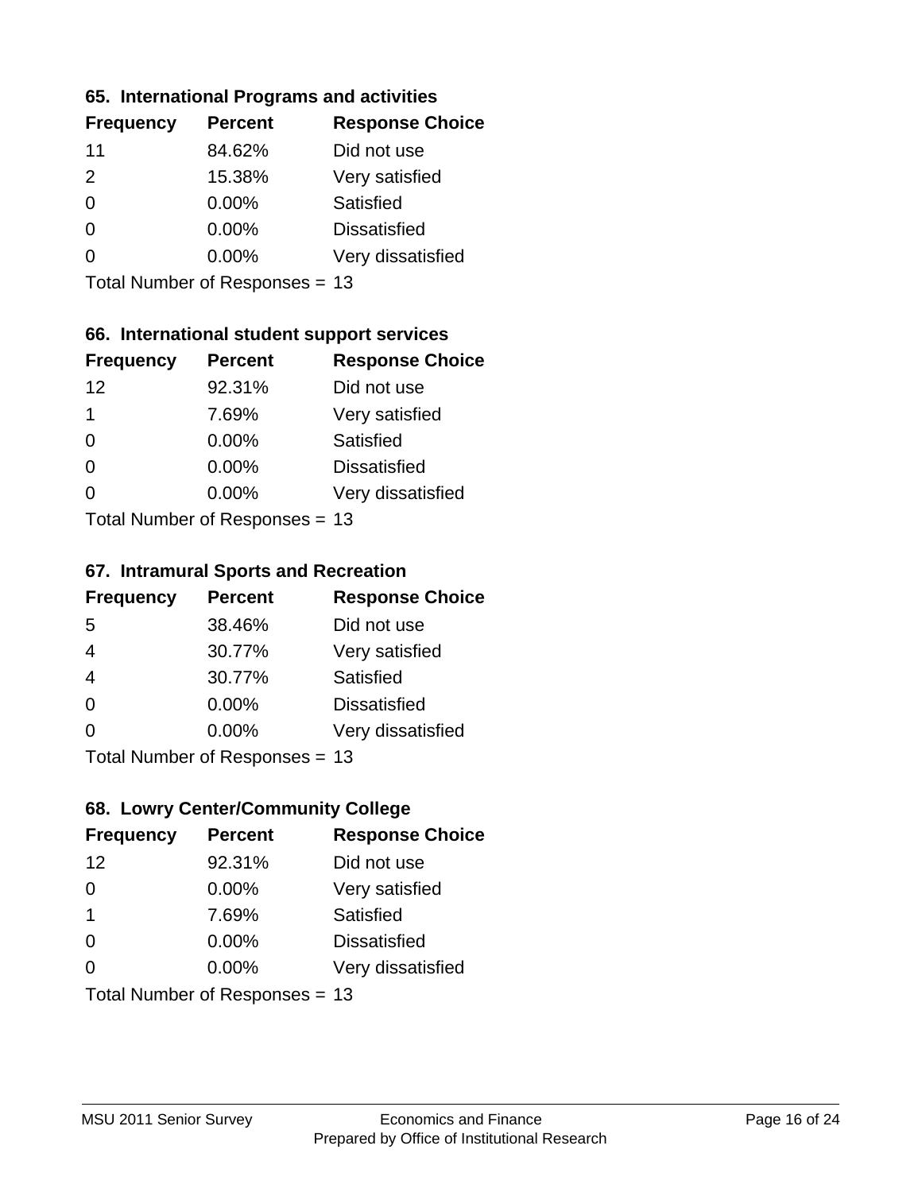### 65. International Programs and activities

| Frequency | Percent | Response Choice |
|---|---|---|
| 11 | 84.62% | Did not use |
| 2 | 15.38% | Very satisfied |
| 0 | 0.00% | Satisfied |
| 0 | 0.00% | Dissatisfied |
| 0 | 0.00% | Very dissatisfied |

Total Number of Responses = 13

### 66. International student support services

| Frequency | Percent | Response Choice |
|---|---|---|
| 12 | 92.31% | Did not use |
| 1 | 7.69% | Very satisfied |
| 0 | 0.00% | Satisfied |
| 0 | 0.00% | Dissatisfied |
| 0 | 0.00% | Very dissatisfied |

Total Number of Responses = 13

### 67. Intramural Sports and Recreation

| Frequency | Percent | Response Choice |
|---|---|---|
| 5 | 38.46% | Did not use |
| 4 | 30.77% | Very satisfied |
| 4 | 30.77% | Satisfied |
| 0 | 0.00% | Dissatisfied |
| 0 | 0.00% | Very dissatisfied |

Total Number of Responses = 13

### 68. Lowry Center/Community College

| Frequency | Percent | Response Choice |
|---|---|---|
| 12 | 92.31% | Did not use |
| 0 | 0.00% | Very satisfied |
| 1 | 7.69% | Satisfied |
| 0 | 0.00% | Dissatisfied |
| 0 | 0.00% | Very dissatisfied |

Total Number of Responses = 13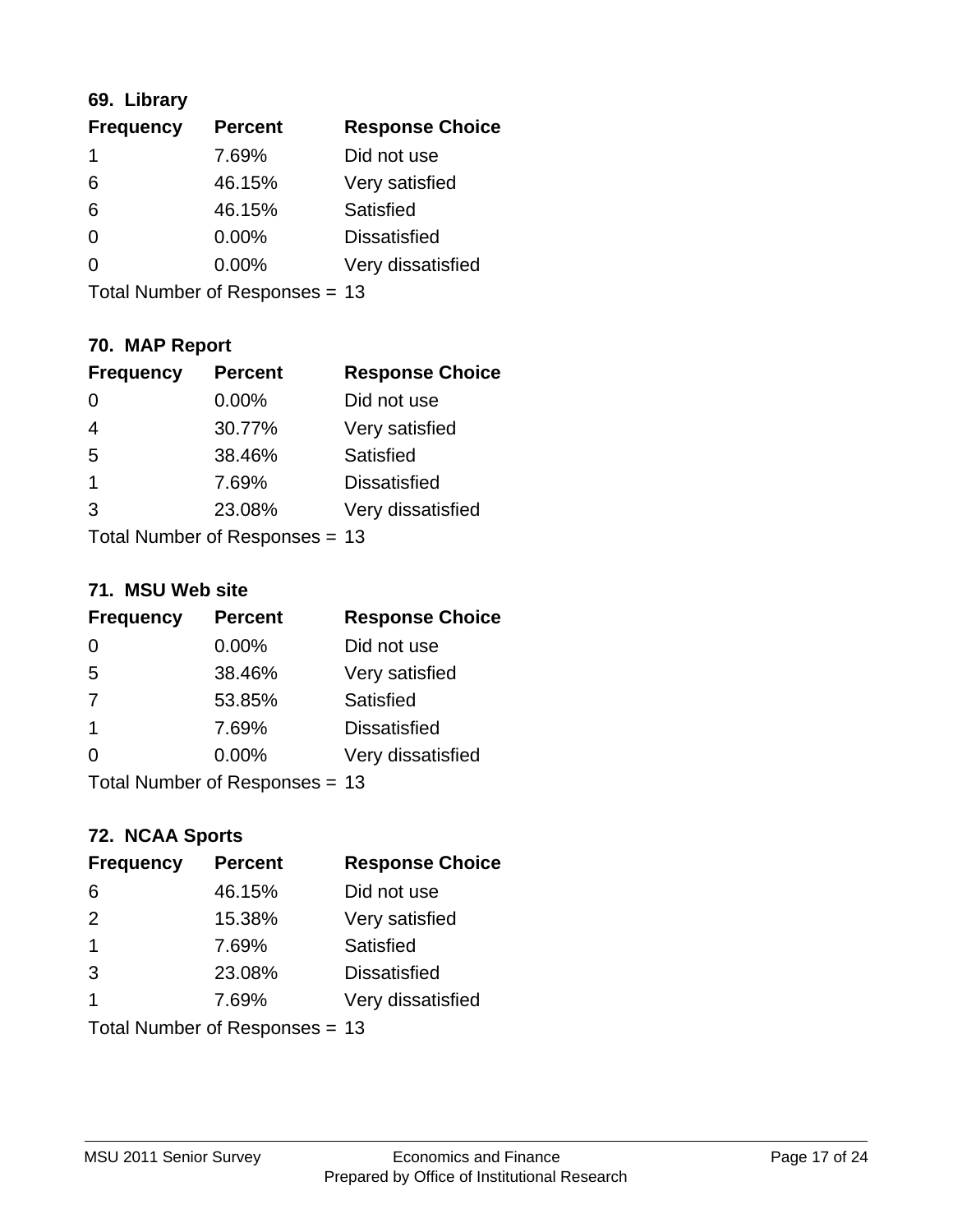### 69. Library

| Frequency | Percent | Response Choice |
|---|---|---|
| 1 | 7.69% | Did not use |
| 6 | 46.15% | Very satisfied |
| 6 | 46.15% | Satisfied |
| 0 | 0.00% | Dissatisfied |
| 0 | 0.00% | Very dissatisfied |

Total Number of Responses = 13

### 70. MAP Report

| Frequency | Percent | Response Choice |
|---|---|---|
| 0 | 0.00% | Did not use |
| 4 | 30.77% | Very satisfied |
| 5 | 38.46% | Satisfied |
| 1 | 7.69% | Dissatisfied |
| 3 | 23.08% | Very dissatisfied |

Total Number of Responses = 13

### 71. MSU Web site

| Frequency | Percent | Response Choice |
|---|---|---|
| 0 | 0.00% | Did not use |
| 5 | 38.46% | Very satisfied |
| 7 | 53.85% | Satisfied |
| 1 | 7.69% | Dissatisfied |
| 0 | 0.00% | Very dissatisfied |

Total Number of Responses = 13

### 72. NCAA Sports

| Frequency | Percent | Response Choice |
|---|---|---|
| 6 | 46.15% | Did not use |
| 2 | 15.38% | Very satisfied |
| 1 | 7.69% | Satisfied |
| 3 | 23.08% | Dissatisfied |
| 1 | 7.69% | Very dissatisfied |

Total Number of Responses = 13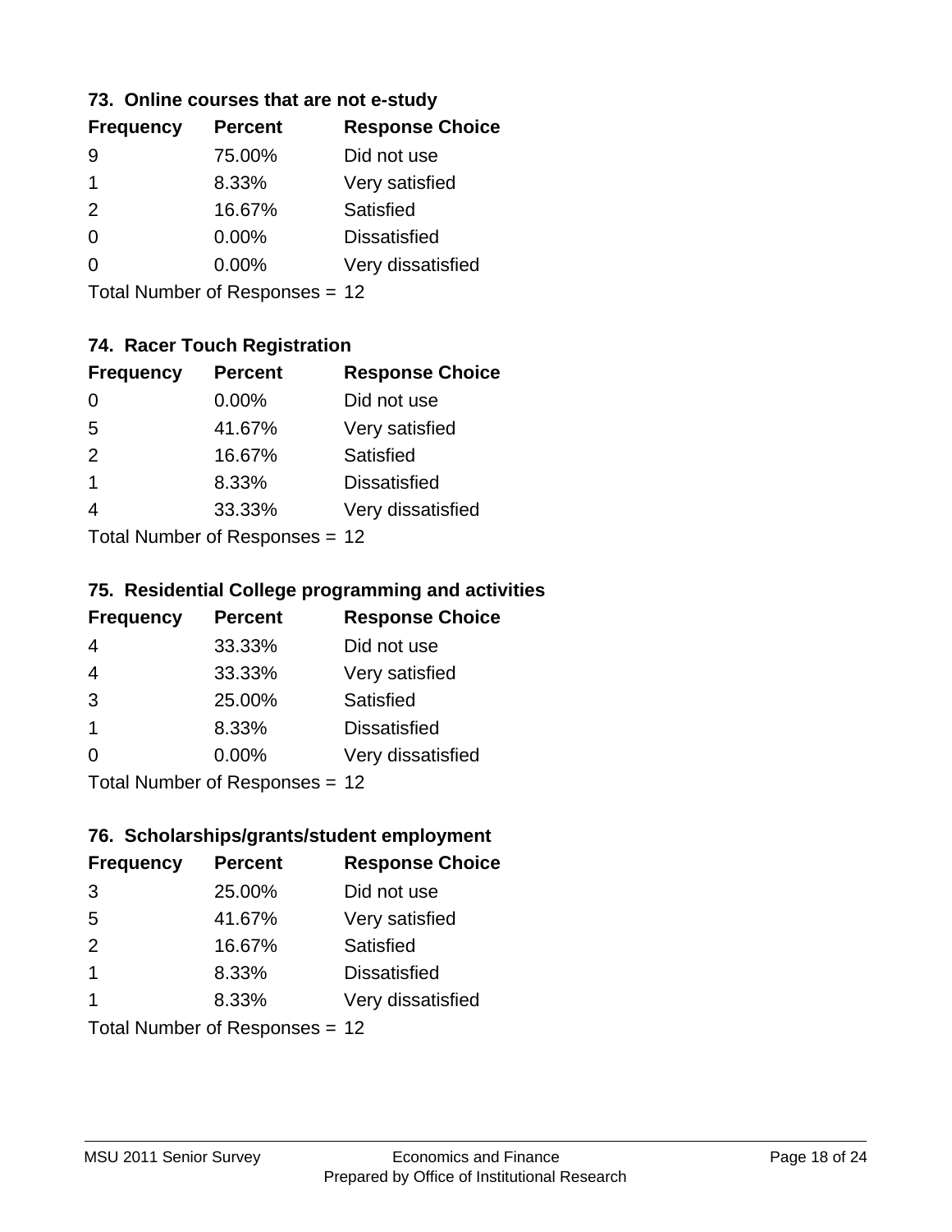### 73. Online courses that are not e-study

| Frequency | Percent | Response Choice |
|---|---|---|
| 9 | 75.00% | Did not use |
| 1 | 8.33% | Very satisfied |
| 2 | 16.67% | Satisfied |
| 0 | 0.00% | Dissatisfied |
| 0 | 0.00% | Very dissatisfied |

Total Number of Responses = 12

### 74. Racer Touch Registration

| Frequency | Percent | Response Choice |
|---|---|---|
| 0 | 0.00% | Did not use |
| 5 | 41.67% | Very satisfied |
| 2 | 16.67% | Satisfied |
| 1 | 8.33% | Dissatisfied |
| 4 | 33.33% | Very dissatisfied |

Total Number of Responses = 12

### 75. Residential College programming and activities

| Frequency | Percent | Response Choice |
|---|---|---|
| 4 | 33.33% | Did not use |
| 4 | 33.33% | Very satisfied |
| 3 | 25.00% | Satisfied |
| 1 | 8.33% | Dissatisfied |
| 0 | 0.00% | Very dissatisfied |

Total Number of Responses = 12

### 76. Scholarships/grants/student employment

| Frequency | Percent | Response Choice |
|---|---|---|
| 3 | 25.00% | Did not use |
| 5 | 41.67% | Very satisfied |
| 2 | 16.67% | Satisfied |
| 1 | 8.33% | Dissatisfied |
| 1 | 8.33% | Very dissatisfied |

Total Number of Responses = 12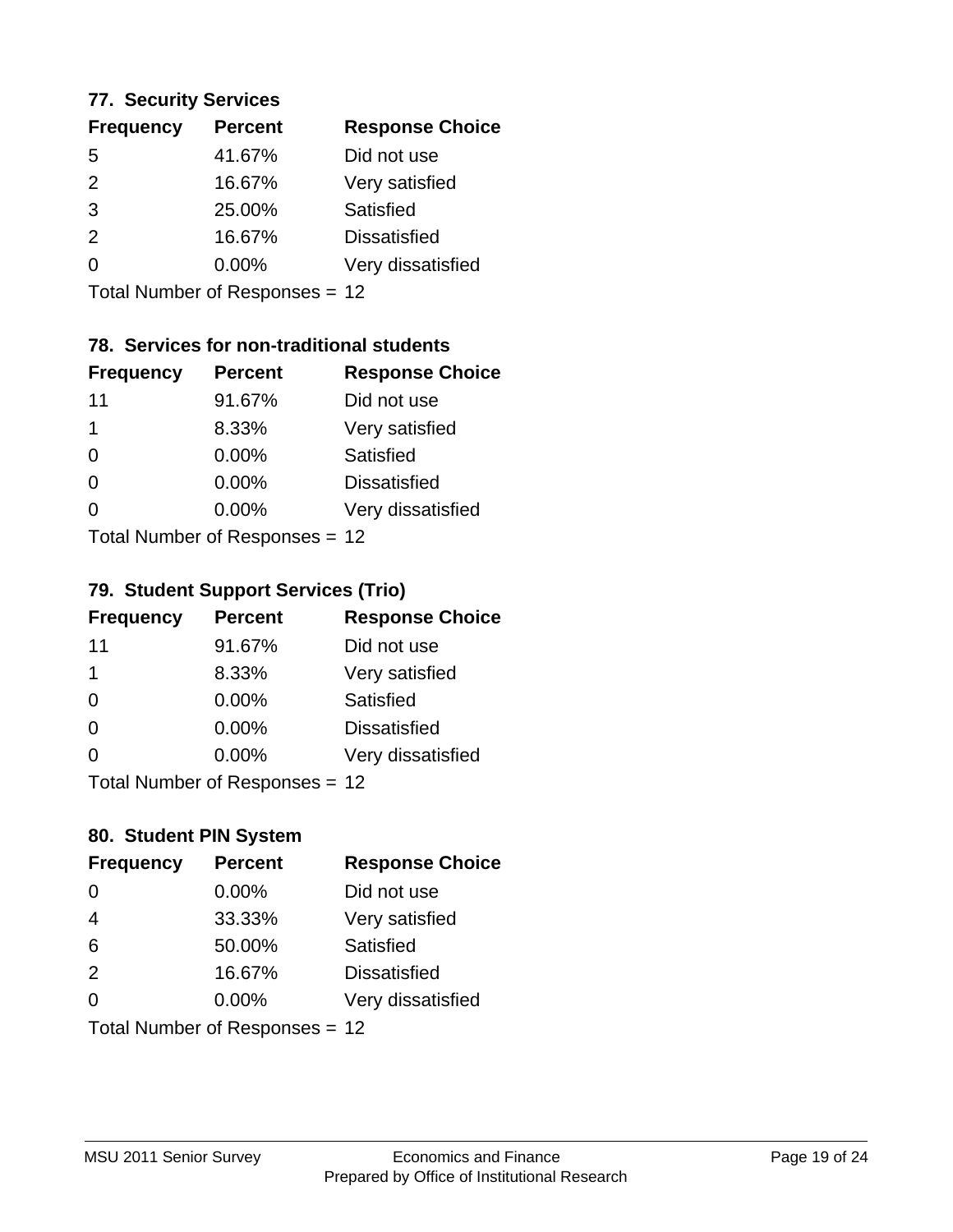### 77. Security Services

| Frequency | Percent | Response Choice |
|---|---|---|
| 5 | 41.67% | Did not use |
| 2 | 16.67% | Very satisfied |
| 3 | 25.00% | Satisfied |
| 2 | 16.67% | Dissatisfied |
| 0 | 0.00% | Very dissatisfied |

Total Number of Responses = 12

### 78. Services for non-traditional students

| Frequency | Percent | Response Choice |
|---|---|---|
| 11 | 91.67% | Did not use |
| 1 | 8.33% | Very satisfied |
| 0 | 0.00% | Satisfied |
| 0 | 0.00% | Dissatisfied |
| 0 | 0.00% | Very dissatisfied |

Total Number of Responses = 12

### 79. Student Support Services (Trio)

| Frequency | Percent | Response Choice |
|---|---|---|
| 11 | 91.67% | Did not use |
| 1 | 8.33% | Very satisfied |
| 0 | 0.00% | Satisfied |
| 0 | 0.00% | Dissatisfied |
| 0 | 0.00% | Very dissatisfied |

Total Number of Responses = 12

### 80. Student PIN System

| Frequency | Percent | Response Choice |
|---|---|---|
| 0 | 0.00% | Did not use |
| 4 | 33.33% | Very satisfied |
| 6 | 50.00% | Satisfied |
| 2 | 16.67% | Dissatisfied |
| 0 | 0.00% | Very dissatisfied |

Total Number of Responses = 12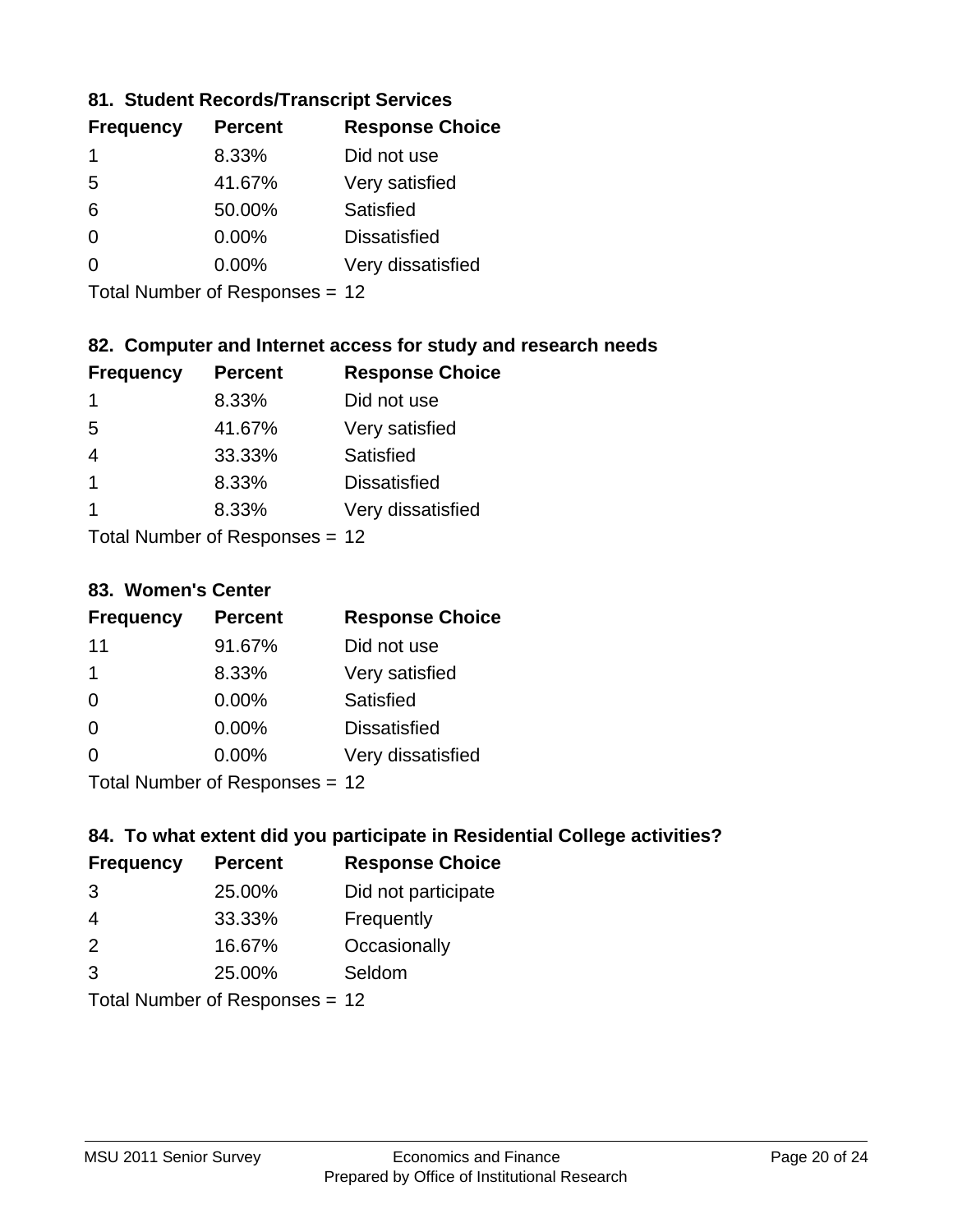### 81. Student Records/Transcript Services

| Frequency | Percent | Response Choice |
|---|---|---|
| 1 | 8.33% | Did not use |
| 5 | 41.67% | Very satisfied |
| 6 | 50.00% | Satisfied |
| 0 | 0.00% | Dissatisfied |
| 0 | 0.00% | Very dissatisfied |

Total Number of Responses = 12

### 82. Computer and Internet access for study and research needs

| Frequency | Percent | Response Choice |
|---|---|---|
| 1 | 8.33% | Did not use |
| 5 | 41.67% | Very satisfied |
| 4 | 33.33% | Satisfied |
| 1 | 8.33% | Dissatisfied |
| 1 | 8.33% | Very dissatisfied |

Total Number of Responses = 12

### 83. Women's Center

| Frequency | Percent | Response Choice |
|---|---|---|
| 11 | 91.67% | Did not use |
| 1 | 8.33% | Very satisfied |
| 0 | 0.00% | Satisfied |
| 0 | 0.00% | Dissatisfied |
| 0 | 0.00% | Very dissatisfied |

Total Number of Responses = 12

### 84. To what extent did you participate in Residential College activities?

| Frequency | Percent | Response Choice |
|---|---|---|
| 3 | 25.00% | Did not participate |
| 4 | 33.33% | Frequently |
| 2 | 16.67% | Occasionally |
| 3 | 25.00% | Seldom |

Total Number of Responses = 12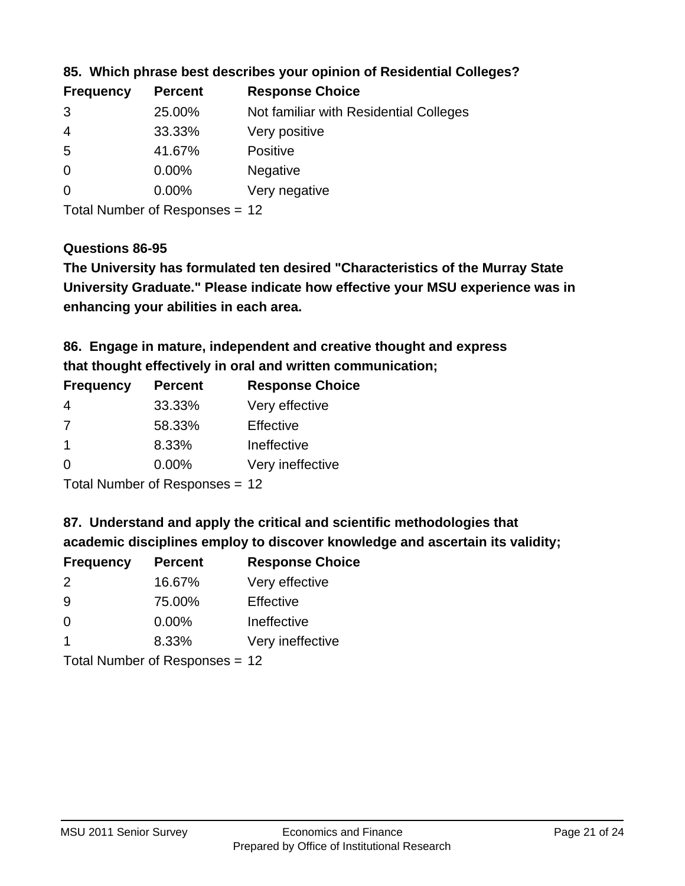**85. Which phrase best describes your opinion of Residential Colleges?**

| Frequency | Percent | Response Choice |
|---|---|---|
| 3 | 25.00% | Not familiar with Residential Colleges |
| 4 | 33.33% | Very positive |
| 5 | 41.67% | Positive |
| 0 | 0.00% | Negative |
| 0 | 0.00% | Very negative |

Total Number of Responses = 12

**Questions 86-95**

**The University has formulated ten desired "Characteristics of the Murray State University Graduate." Please indicate how effective your MSU experience was in enhancing your abilities in each area.**

**86. Engage in mature, independent and creative thought and express that thought effectively in oral and written communication;**

| Frequency | Percent | Response Choice |
|---|---|---|
| 4 | 33.33% | Very effective |
| 7 | 58.33% | Effective |
| 1 | 8.33% | Ineffective |
| 0 | 0.00% | Very ineffective |

Total Number of Responses = 12

**87. Understand and apply the critical and scientific methodologies that academic disciplines employ to discover knowledge and ascertain its validity;**

| Frequency | Percent | Response Choice |
|---|---|---|
| 2 | 16.67% | Very effective |
| 9 | 75.00% | Effective |
| 0 | 0.00% | Ineffective |
| 1 | 8.33% | Very ineffective |

Total Number of Responses = 12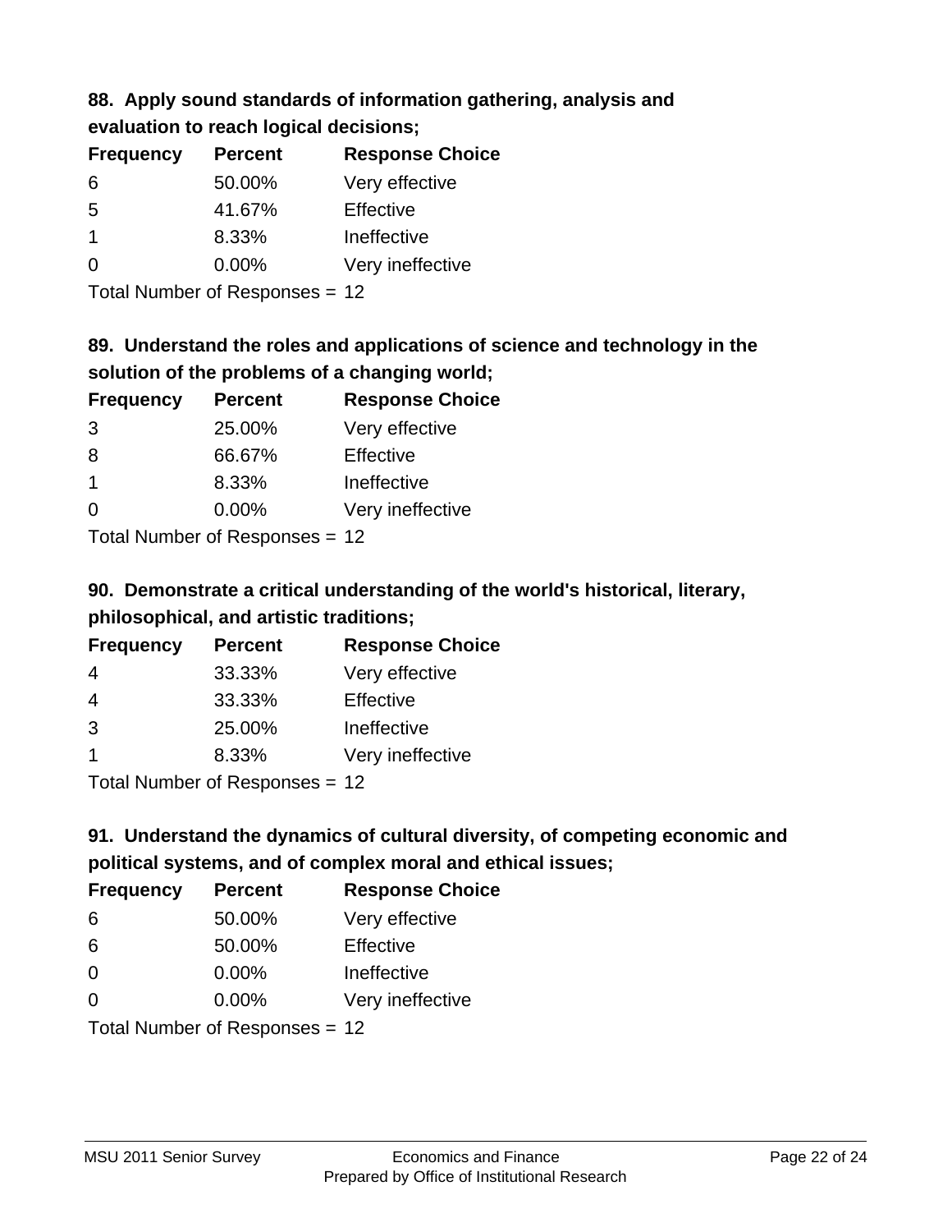**88. Apply sound standards of information gathering, analysis and evaluation to reach logical decisions;**

| Frequency | Percent | Response Choice |
|---|---|---|
| 6 | 50.00% | Very effective |
| 5 | 41.67% | Effective |
| 1 | 8.33% | Ineffective |
| 0 | 0.00% | Very ineffective |

Total Number of Responses = 12

**89. Understand the roles and applications of science and technology in the solution of the problems of a changing world;**

| Frequency | Percent | Response Choice |
|---|---|---|
| 3 | 25.00% | Very effective |
| 8 | 66.67% | Effective |
| 1 | 8.33% | Ineffective |
| 0 | 0.00% | Very ineffective |

Total Number of Responses = 12

**90. Demonstrate a critical understanding of the world's historical, literary, philosophical, and artistic traditions;**

| Frequency | Percent | Response Choice |
|---|---|---|
| 4 | 33.33% | Very effective |
| 4 | 33.33% | Effective |
| 3 | 25.00% | Ineffective |
| 1 | 8.33% | Very ineffective |

Total Number of Responses = 12

**91. Understand the dynamics of cultural diversity, of competing economic and political systems, and of complex moral and ethical issues;**

| Frequency | Percent | Response Choice |
|---|---|---|
| 6 | 50.00% | Very effective |
| 6 | 50.00% | Effective |
| 0 | 0.00% | Ineffective |
| 0 | 0.00% | Very ineffective |

Total Number of Responses = 12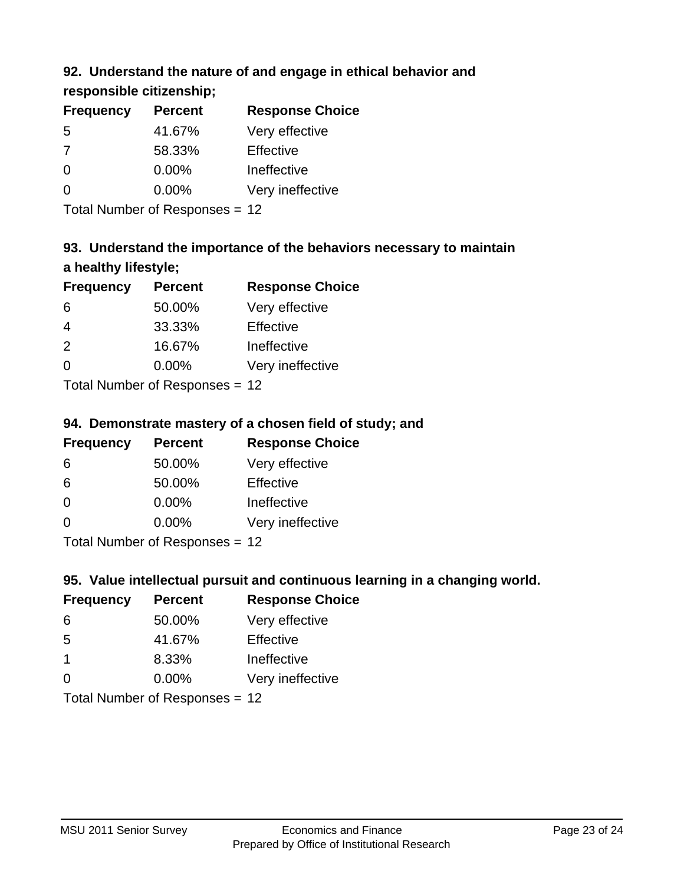### 92. Understand the nature of and engage in ethical behavior and responsible citizenship;

| Frequency | Percent | Response Choice |
|---|---|---|
| 5 | 41.67% | Very effective |
| 7 | 58.33% | Effective |
| 0 | 0.00% | Ineffective |
| 0 | 0.00% | Very ineffective |

Total Number of Responses = 12

### 93. Understand the importance of the behaviors necessary to maintain a healthy lifestyle;

| Frequency | Percent | Response Choice |
|---|---|---|
| 6 | 50.00% | Very effective |
| 4 | 33.33% | Effective |
| 2 | 16.67% | Ineffective |
| 0 | 0.00% | Very ineffective |

Total Number of Responses = 12

### 94. Demonstrate mastery of a chosen field of study; and

| Frequency | Percent | Response Choice |
|---|---|---|
| 6 | 50.00% | Very effective |
| 6 | 50.00% | Effective |
| 0 | 0.00% | Ineffective |
| 0 | 0.00% | Very ineffective |

Total Number of Responses = 12

### 95. Value intellectual pursuit and continuous learning in a changing world.

| Frequency | Percent | Response Choice |
|---|---|---|
| 6 | 50.00% | Very effective |
| 5 | 41.67% | Effective |
| 1 | 8.33% | Ineffective |
| 0 | 0.00% | Very ineffective |

Total Number of Responses = 12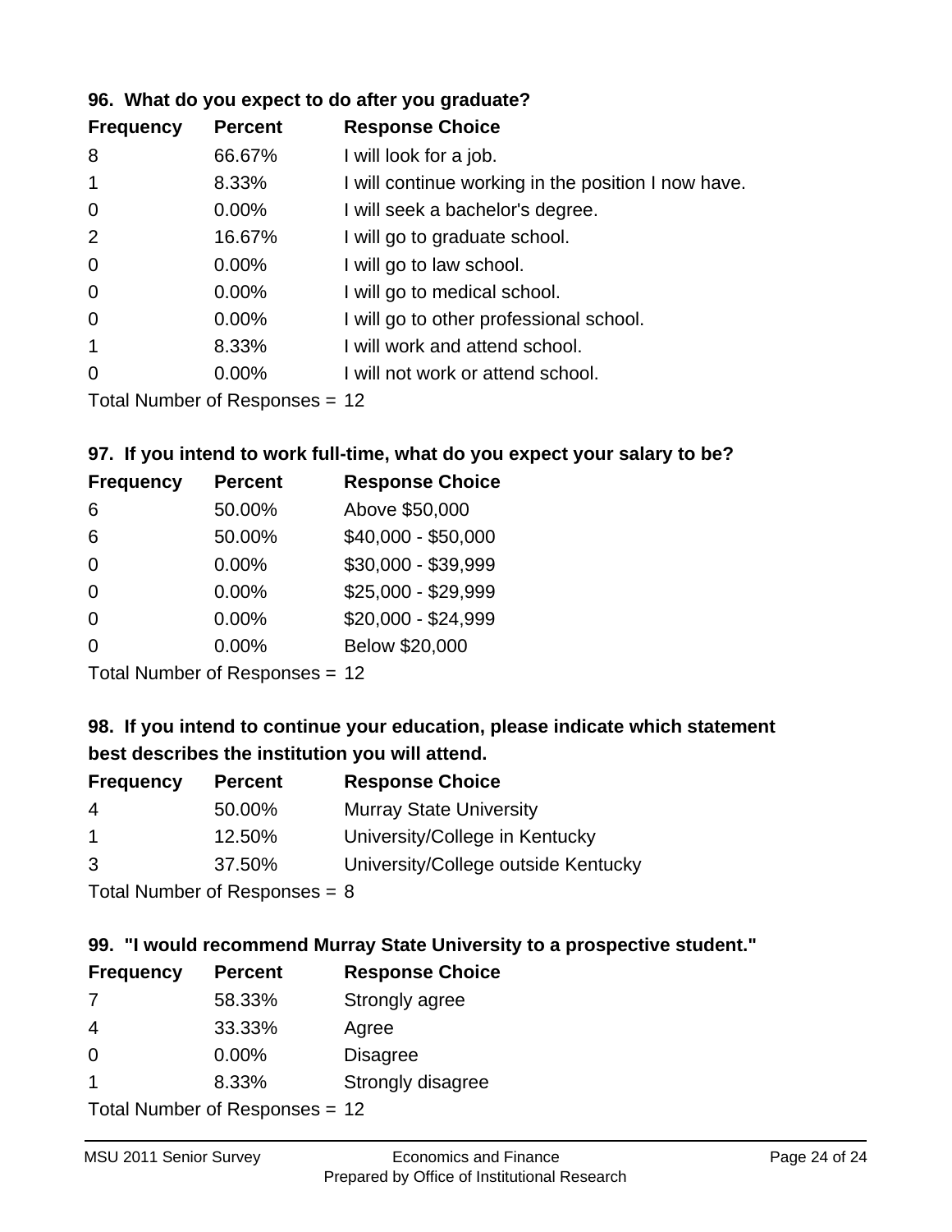### 96. What do you expect to do after you graduate?

| Frequency | Percent | Response Choice |
|---|---|---|
| 8 | 66.67% | I will look for a job. |
| 1 | 8.33% | I will continue working in the position I now have. |
| 0 | 0.00% | I will seek a bachelor's degree. |
| 2 | 16.67% | I will go to graduate school. |
| 0 | 0.00% | I will go to law school. |
| 0 | 0.00% | I will go to medical school. |
| 0 | 0.00% | I will go to other professional school. |
| 1 | 8.33% | I will work and attend school. |
| 0 | 0.00% | I will not work or attend school. |

Total Number of Responses = 12

### 97. If you intend to work full-time, what do you expect your salary to be?

| Frequency | Percent | Response Choice |
|---|---|---|
| 6 | 50.00% | Above $50,000 |
| 6 | 50.00% | $40,000 - $50,000 |
| 0 | 0.00% | $30,000 - $39,999 |
| 0 | 0.00% | $25,000 - $29,999 |
| 0 | 0.00% | $20,000 - $24,999 |
| 0 | 0.00% | Below $20,000 |

Total Number of Responses = 12

### 98. If you intend to continue your education, please indicate which statement best describes the institution you will attend.

| Frequency | Percent | Response Choice |
|---|---|---|
| 4 | 50.00% | Murray State University |
| 1 | 12.50% | University/College in Kentucky |
| 3 | 37.50% | University/College outside Kentucky |

Total Number of Responses = 8

### 99. "I would recommend Murray State University to a prospective student."

| Frequency | Percent | Response Choice |
|---|---|---|
| 7 | 58.33% | Strongly agree |
| 4 | 33.33% | Agree |
| 0 | 0.00% | Disagree |
| 1 | 8.33% | Strongly disagree |

Total Number of Responses = 12